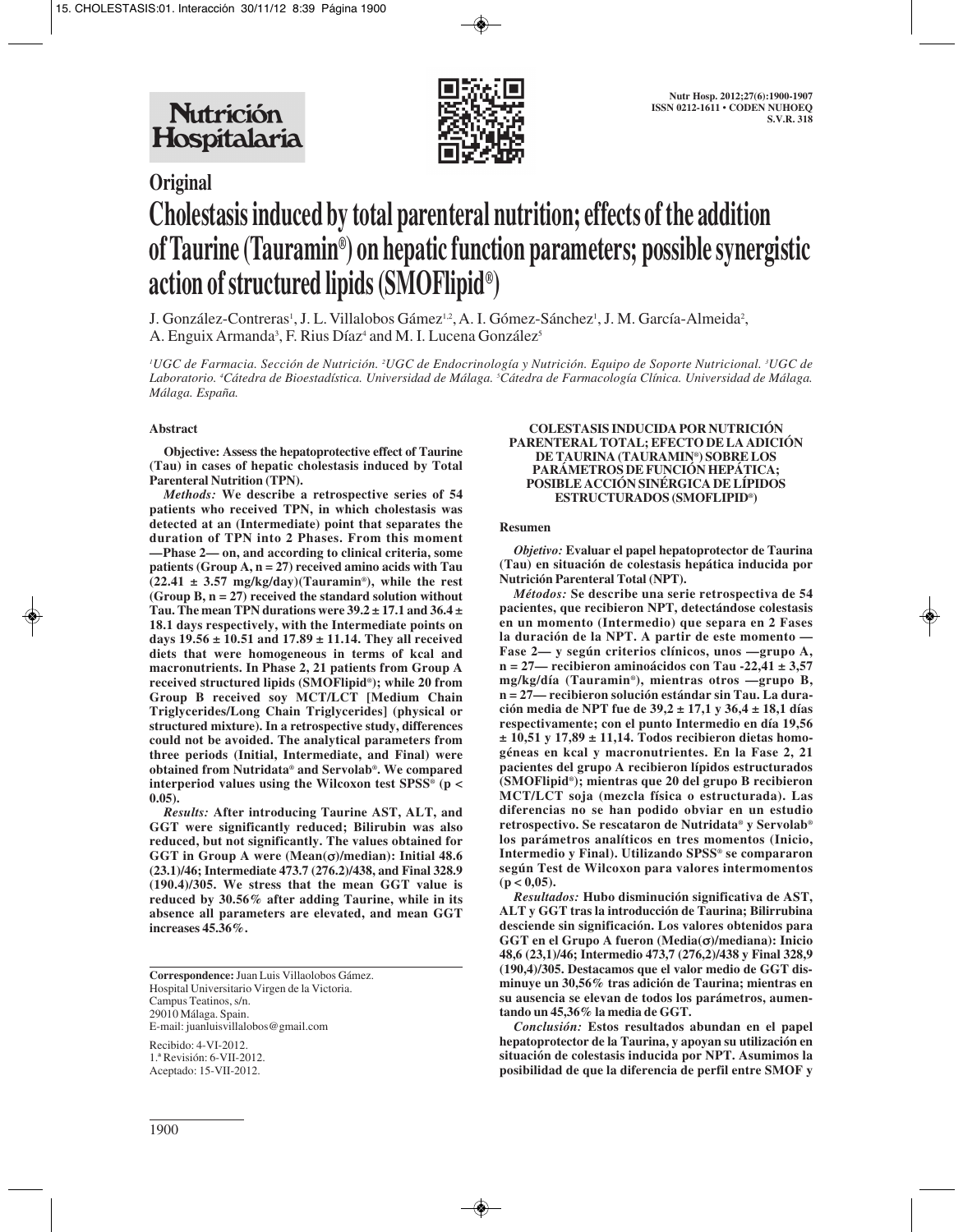Original

# Cholestasis induced by total parenteral nutrition; effects of the addition of Taurine (Tauramin®) on hepatic function parameters; possible synergistic action of structured lipids (SMOFlipid®)

J. González-Contreras[1], J. L. Villalobos Gámez[1,2], A. I. Gómez-Sánchez[1], J. M. García-Almeida[2], A. Enguix Armanda[3], F. Rius Díaz[4] and M. I. Lucena González[5]

[1]UGC de Farmacia. Sección de Nutrición. [2]UGC de Endocrinología y Nutrición. Equipo de Soporte Nutricional. [3]UGC de Laboratorio. [4]Cátedra de Bioestadística. Universidad de Málaga. [5]Cátedra de Farmacología Clínica. Universidad de Málaga. Málaga. España.

## Abstract

**Objective: Assess the hepatoprotective effect of Taurine (Tau) in cases of hepatic cholestasis induced by Total Parenteral Nutrition (TPN).**

***Methods:*** **We describe a retrospective series of 54 patients who received TPN, in which cholestasis was detected at an (Intermediate) point that separates the duration of TPN into 2 Phases. From this moment —Phase 2— on, and according to clinical criteria, some patients (Group A, n = 27) received amino acids with Tau (22.41 ± 3.57 mg/kg/day)(Tauramin®), while the rest (Group B, n = 27) received the standard solution without Tau. The mean TPN durations were 39.2 ± 17.1 and 36.4 ± 18.1 days respectively, with the Intermediate points on days 19.56 ± 10.51 and 17.89 ± 11.14. They all received diets that were homogeneous in terms of kcal and macronutrients. In Phase 2, 21 patients from Group A received structured lipids (SMOFlipid®); while 20 from Group B received soy MCT/LCT [Medium Chain Triglycerides/Long Chain Triglycerides] (physical or structured mixture). In a retrospective study, differences could not be avoided. The analytical parameters from three periods (Initial, Intermediate, and Final) were obtained from Nutridata® and Servolab®. We compared interperiod values using the Wilcoxon test SPSS® (p < 0.05).**

***Results:*** **After introducing Taurine AST, ALT, and GGT were significantly reduced; Bilirubin was also reduced, but not significantly. The values obtained for GGT in Group A were (Mean(σ)/median): Initial 48.6 (23.1)/46; Intermediate 473.7 (276.2)/438, and Final 328.9 (190.4)/305. We stress that the mean GGT value is reduced by 30.56% after adding Taurine, while in its absence all parameters are elevated, and mean GGT increases 45.36%.**

**COLESTASIS INDUCIDA POR NUTRICIÓN PARENTERAL TOTAL; EFECTO DE LA ADICIÓN DE TAURINA (TAURAMIN®) SOBRE LOS PARÁMETROS DE FUNCIÓN HEPÁTICA; POSIBLE ACCIÓN SINÉRGICA DE LÍPIDOS ESTRUCTURADOS (SMOFLIPID®)**

### Resumen

***Objetivo:*** **Evaluar el papel hepatoprotector de Taurina (Tau) en situación de colestasis hepática inducida por Nutrición Parenteral Total (NPT).**

***Métodos:*** **Se describe una serie retrospectiva de 54 pacientes, que recibieron NPT, detectándose colestasis en un momento (Intermedio) que separa en 2 Fases la duración de la NPT. A partir de este momento —Fase 2— y según criterios clínicos, unos —grupo A, n = 27— recibieron aminoácidos con Tau -22,41 ± 3,57 mg/kg/día (Tauramin®), mientras otros —grupo B, n = 27— recibieron solución estándar sin Tau. La duración media de NPT fue de 39,2 ± 17,1 y 36,4 ± 18,1 días respectivamente; con el punto Intermedio en día 19,56 ± 10,51 y 17,89 ± 11,14. Todos recibieron dietas homogéneas en kcal y macronutrientes. En la Fase 2, 21 pacientes del grupo A recibieron lípidos estructurados (SMOFlipid®); mientras que 20 del grupo B recibieron MCT/LCT soja (mezcla física o estructurada). Las diferencias no se han podido obviar en un estudio retrospectivo. Se rescataron de Nutridata® y Servolab® los parámetros analíticos en tres momentos (Inicio, Intermedio y Final). Utilizando SPSS® se compararon según Test de Wilcoxon para valores intermomentos (p < 0,05).**

***Resultados:*** **Hubo disminución significativa de AST, ALT y GGT tras la introducción de Taurina; Bilirrubina desciende sin significación. Los valores obtenidos para GGT en el Grupo A fueron (Media(σ)/mediana): Inicio 48,6 (23,1)/46; Intermedio 473,7 (276,2)/438 y Final 328,9 (190,4)/305. Destacamos que el valor medio de GGT disminuye un 30,56% tras adición de Taurina; mientras en su ausencia se elevan de todos los parámetros, aumentando un 45,36% la media de GGT.**

***Conclusión:*** **Estos resultados abundan en el papel hepatoprotector de la Taurina, y apoyan su utilización en situación de colestasis inducida por NPT. Asumimos la posibilidad de que la diferencia de perfil entre SMOF y**

---

**Correspondence:** Juan Luis Villaolobos Gámez.
Hospital Universitario Virgen de la Victoria.
Campus Teatinos, s/n.
29010 Málaga. Spain.
E-mail: juanluisvillalobos@gmail.com

Recibido: 4-VI-2012.
1.ª Revisión: 6-VII-2012.
Aceptado: 15-VII-2012.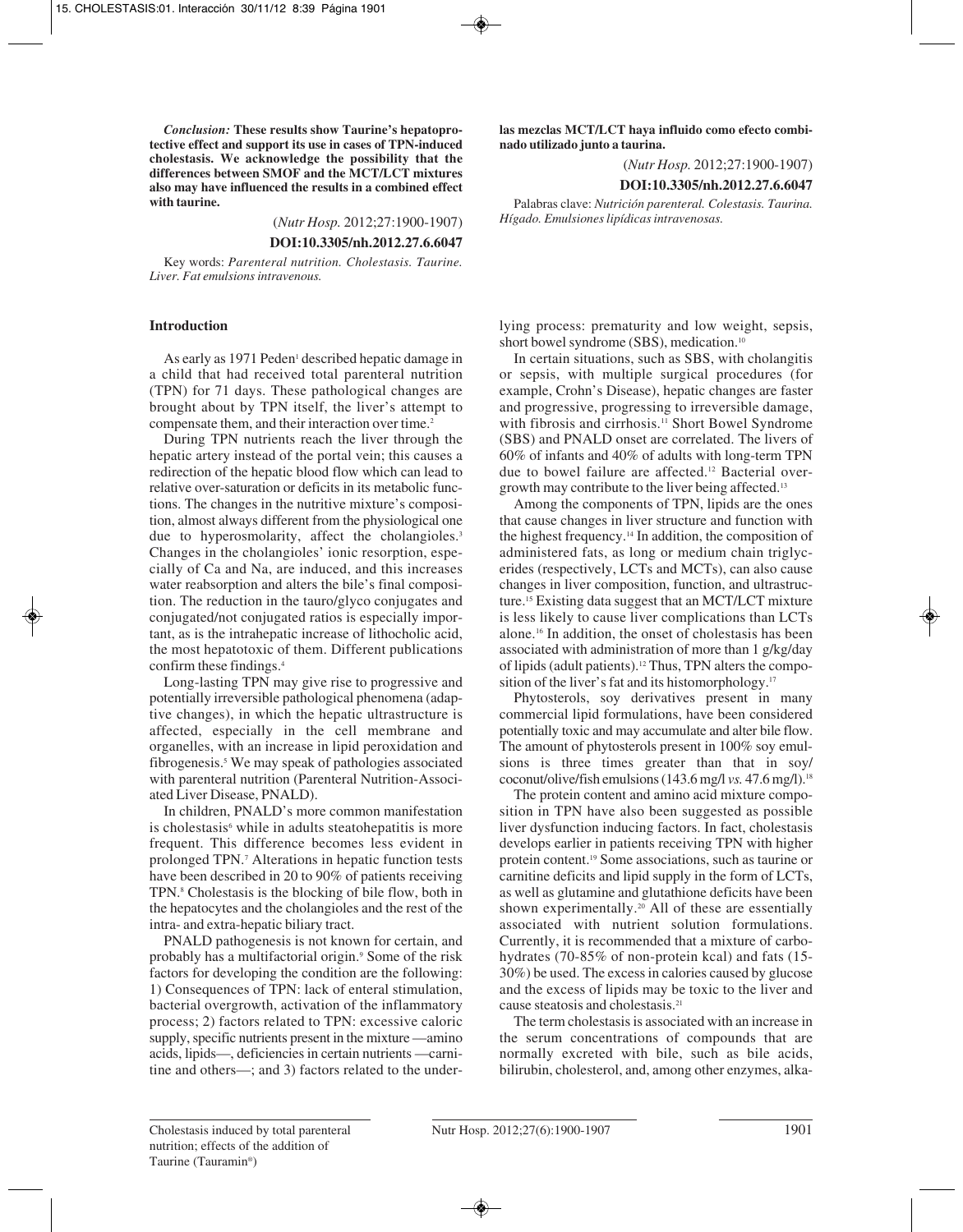*Conclusion:* **These results show Taurine's hepatoprotective effect and support its use in cases of TPN-induced cholestasis. We acknowledge the possibility that the differences between SMOF and the MCT/LCT mixtures also may have influenced the results in a combined effect with taurine.**

(*Nutr Hosp.* 2012;27:1900-1907)

**DOI:10.3305/nh.2012.27.6.6047**

Key words: *Parenteral nutrition. Cholestasis. Taurine. Liver. Fat emulsions intravenous.*

**las mezclas MCT/LCT haya influido como efecto combinado utilizado junto a taurina.**

(*Nutr Hosp.* 2012;27:1900-1907)

**DOI:10.3305/nh.2012.27.6.6047**

Palabras clave: *Nutrición parenteral. Colestasis. Taurina. Hígado. Emulsiones lipídicas intravenosas.*

## Introduction

As early as 1971 Peden[1] described hepatic damage in a child that had received total parenteral nutrition (TPN) for 71 days. These pathological changes are brought about by TPN itself, the liver's attempt to compensate them, and their interaction over time.[2]

During TPN nutrients reach the liver through the hepatic artery instead of the portal vein; this causes a redirection of the hepatic blood flow which can lead to relative over-saturation or deficits in its metabolic functions. The changes in the nutritive mixture's composition, almost always different from the physiological one due to hyperosmolarity, affect the cholangioles.[3] Changes in the cholangioles' ionic resorption, especially of Ca and Na, are induced, and this increases water reabsorption and alters the bile's final composition. The reduction in the tauro/glyco conjugates and conjugated/not conjugated ratios is especially important, as is the intrahepatic increase of lithocholic acid, the most hepatotoxic of them. Different publications confirm these findings.[4]

Long-lasting TPN may give rise to progressive and potentially irreversible pathological phenomena (adaptive changes), in which the hepatic ultrastructure is affected, especially in the cell membrane and organelles, with an increase in lipid peroxidation and fibrogenesis.[5] We may speak of pathologies associated with parenteral nutrition (Parenteral Nutrition-Associated Liver Disease, PNALD).

In children, PNALD's more common manifestation is cholestasis[6] while in adults steatohepatitis is more frequent. This difference becomes less evident in prolonged TPN.[7] Alterations in hepatic function tests have been described in 20 to 90% of patients receiving TPN.[8] Cholestasis is the blocking of bile flow, both in the hepatocytes and the cholangioles and the rest of the intra- and extra-hepatic biliary tract.

PNALD pathogenesis is not known for certain, and probably has a multifactorial origin.[9] Some of the risk factors for developing the condition are the following: 1) Consequences of TPN: lack of enteral stimulation, bacterial overgrowth, activation of the inflammatory process; 2) factors related to TPN: excessive caloric supply, specific nutrients present in the mixture —amino acids, lipids—, deficiencies in certain nutrients —carnitine and others—; and 3) factors related to the underlying process: prematurity and low weight, sepsis, short bowel syndrome (SBS), medication.[10]

In certain situations, such as SBS, with cholangitis or sepsis, with multiple surgical procedures (for example, Crohn's Disease), hepatic changes are faster and progressive, progressing to irreversible damage, with fibrosis and cirrhosis.[11] Short Bowel Syndrome (SBS) and PNALD onset are correlated. The livers of 60% of infants and 40% of adults with long-term TPN due to bowel failure are affected.[12] Bacterial overgrowth may contribute to the liver being affected.[13]

Among the components of TPN, lipids are the ones that cause changes in liver structure and function with the highest frequency.[14] In addition, the composition of administered fats, as long or medium chain triglycerides (respectively, LCTs and MCTs), can also cause changes in liver composition, function, and ultrastructure.[15] Existing data suggest that an MCT/LCT mixture is less likely to cause liver complications than LCTs alone.[16] In addition, the onset of cholestasis has been associated with administration of more than 1 g/kg/day of lipids (adult patients).[12] Thus, TPN alters the composition of the liver's fat and its histomorphology.[17]

Phytosterols, soy derivatives present in many commercial lipid formulations, have been considered potentially toxic and may accumulate and alter bile flow. The amount of phytosterols present in 100% soy emulsions is three times greater than that in soy/coconut/olive/fish emulsions (143.6 mg/l *vs.* 47.6 mg/l).[18]

The protein content and amino acid mixture composition in TPN have also been suggested as possible liver dysfunction inducing factors. In fact, cholestasis develops earlier in patients receiving TPN with higher protein content.[19] Some associations, such as taurine or carnitine deficits and lipid supply in the form of LCTs, as well as glutamine and glutathione deficits have been shown experimentally.[20] All of these are essentially associated with nutrient solution formulations. Currently, it is recommended that a mixture of carbohydrates (70-85% of non-protein kcal) and fats (15-30%) be used. The excess in calories caused by glucose and the excess of lipids may be toxic to the liver and cause steatosis and cholestasis.[21]

The term cholestasis is associated with an increase in the serum concentrations of compounds that are normally excreted with bile, such as bile acids, bilirubin, cholesterol, and, among other enzymes, alka-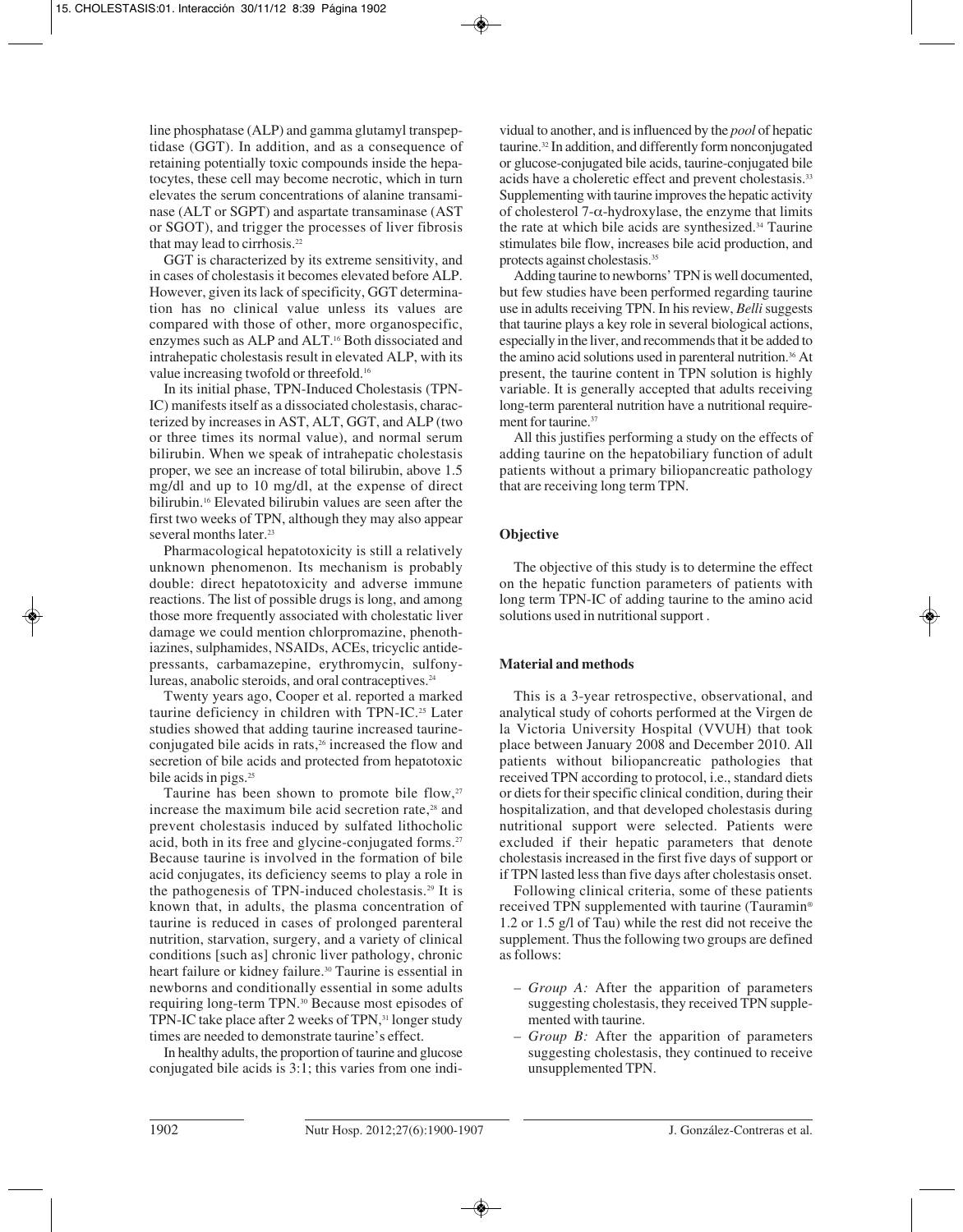line phosphatase (ALP) and gamma glutamyl transpeptidase (GGT). In addition, and as a consequence of retaining potentially toxic compounds inside the hepatocytes, these cell may become necrotic, which in turn elevates the serum concentrations of alanine transaminase (ALT or SGPT) and aspartate transaminase (AST or SGOT), and trigger the processes of liver fibrosis that may lead to cirrhosis.[22]

GGT is characterized by its extreme sensitivity, and in cases of cholestasis it becomes elevated before ALP. However, given its lack of specificity, GGT determination has no clinical value unless its values are compared with those of other, more organospecific, enzymes such as ALP and ALT.[16] Both dissociated and intrahepatic cholestasis result in elevated ALP, with its value increasing twofold or threefold.[16]

In its initial phase, TPN-Induced Cholestasis (TPN-IC) manifests itself as a dissociated cholestasis, characterized by increases in AST, ALT, GGT, and ALP (two or three times its normal value), and normal serum bilirubin. When we speak of intrahepatic cholestasis proper, we see an increase of total bilirubin, above 1.5 mg/dl and up to 10 mg/dl, at the expense of direct bilirubin.[16] Elevated bilirubin values are seen after the first two weeks of TPN, although they may also appear several months later.[23]

Pharmacological hepatotoxicity is still a relatively unknown phenomenon. Its mechanism is probably double: direct hepatotoxicity and adverse immune reactions. The list of possible drugs is long, and among those more frequently associated with cholestatic liver damage we could mention chlorpromazine, phenothiazines, sulphamides, NSAIDs, ACEs, tricyclic antidepressants, carbamazepine, erythromycin, sulfonylureas, anabolic steroids, and oral contraceptives.[24]

Twenty years ago, Cooper et al. reported a marked taurine deficiency in children with TPN-IC.[25] Later studies showed that adding taurine increased taurine-conjugated bile acids in rats,[26] increased the flow and secretion of bile acids and protected from hepatotoxic bile acids in pigs.[25]

Taurine has been shown to promote bile flow,[27] increase the maximum bile acid secretion rate,[28] and prevent cholestasis induced by sulfated lithocholic acid, both in its free and glycine-conjugated forms.[27] Because taurine is involved in the formation of bile acid conjugates, its deficiency seems to play a role in the pathogenesis of TPN-induced cholestasis.[29] It is known that, in adults, the plasma concentration of taurine is reduced in cases of prolonged parenteral nutrition, starvation, surgery, and a variety of clinical conditions [such as] chronic liver pathology, chronic heart failure or kidney failure.[30] Taurine is essential in newborns and conditionally essential in some adults requiring long-term TPN.[30] Because most episodes of TPN-IC take place after 2 weeks of TPN,[31] longer study times are needed to demonstrate taurine's effect.

In healthy adults, the proportion of taurine and glucose conjugated bile acids is 3:1; this varies from one individual to another, and is influenced by the *pool* of hepatic taurine.[32] In addition, and differently form nonconjugated or glucose-conjugated bile acids, taurine-conjugated bile acids have a choleretic effect and prevent cholestasis.[33] Supplementing with taurine improves the hepatic activity of cholesterol 7-$\alpha$-hydroxylase, the enzyme that limits the rate at which bile acids are synthesized.[34] Taurine stimulates bile flow, increases bile acid production, and protects against cholestasis.[35]

Adding taurine to newborns' TPN is well documented, but few studies have been performed regarding taurine use in adults receiving TPN. In his review, *Belli* suggests that taurine plays a key role in several biological actions, especially in the liver, and recommends that it be added to the amino acid solutions used in parenteral nutrition.[36] At present, the taurine content in TPN solution is highly variable. It is generally accepted that adults receiving long-term parenteral nutrition have a nutritional requirement for taurine.[37]

All this justifies performing a study on the effects of adding taurine on the hepatobiliary function of adult patients without a primary biliopancreatic pathology that are receiving long term TPN.

## Objective

The objective of this study is to determine the effect on the hepatic function parameters of patients with long term TPN-IC of adding taurine to the amino acid solutions used in nutritional support .

## Material and methods

This is a 3-year retrospective, observational, and analytical study of cohorts performed at the Virgen de la Victoria University Hospital (VVUH) that took place between January 2008 and December 2010. All patients without biliopancreatic pathologies that received TPN according to protocol, i.e., standard diets or diets for their specific clinical condition, during their hospitalization, and that developed cholestasis during nutritional support were selected. Patients were excluded if their hepatic parameters that denote cholestasis increased in the first five days of support or if TPN lasted less than five days after cholestasis onset.

Following clinical criteria, some of these patients received TPN supplemented with taurine (Tauramin® 1.2 or 1.5 g/l of Tau) while the rest did not receive the supplement. Thus the following two groups are defined as follows:

– *Group A:* After the apparition of parameters suggesting cholestasis, they received TPN supplemented with taurine.

– *Group B:* After the apparition of parameters suggesting cholestasis, they continued to receive unsupplemented TPN.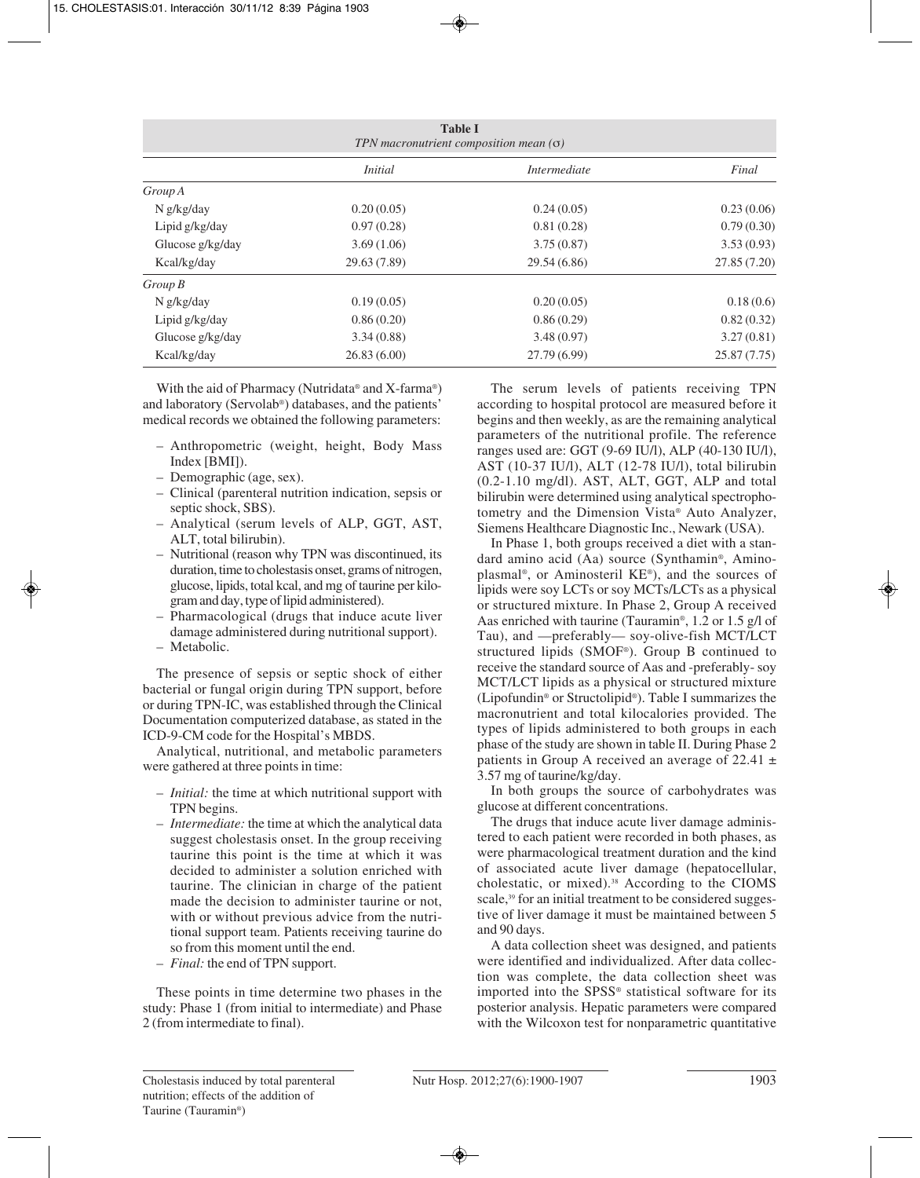**Table I**
*TPN macronutrient composition mean (σ)*

| | *Initial* | *Intermediate* | *Final* |
|---|---|---|---|
| *Group A* | | | |
| N g/kg/day | 0.20 (0.05) | 0.24 (0.05) | 0.23 (0.06) |
| Lipid g/kg/day | 0.97 (0.28) | 0.81 (0.28) | 0.79 (0.30) |
| Glucose g/kg/day | 3.69 (1.06) | 3.75 (0.87) | 3.53 (0.93) |
| Kcal/kg/day | 29.63 (7.89) | 29.54 (6.86) | 27.85 (7.20) |
| *Group B* | | | |
| N g/kg/day | 0.19 (0.05) | 0.20 (0.05) | 0.18 (0.6) |
| Lipid g/kg/day | 0.86 (0.20) | 0.86 (0.29) | 0.82 (0.32) |
| Glucose g/kg/day | 3.34 (0.88) | 3.48 (0.97) | 3.27 (0.81) |
| Kcal/kg/day | 26.83 (6.00) | 27.79 (6.99) | 25.87 (7.75) |

With the aid of Pharmacy (Nutridata® and X-farma®) and laboratory (Servolab®) databases, and the patients' medical records we obtained the following parameters:

- Anthropometric (weight, height, Body Mass Index [BMI]).
- Demographic (age, sex).
- Clinical (parenteral nutrition indication, sepsis or septic shock, SBS).
- Analytical (serum levels of ALP, GGT, AST, ALT, total bilirubin).
- Nutritional (reason why TPN was discontinued, its duration, time to cholestasis onset, grams of nitrogen, glucose, lipids, total kcal, and mg of taurine per kilogram and day, type of lipid administered).
- Pharmacological (drugs that induce acute liver damage administered during nutritional support).
- Metabolic.

The presence of sepsis or septic shock of either bacterial or fungal origin during TPN support, before or during TPN-IC, was established through the Clinical Documentation computerized database, as stated in the ICD-9-CM code for the Hospital's MBDS.

Analytical, nutritional, and metabolic parameters were gathered at three points in time:

- *Initial:* the time at which nutritional support with TPN begins.
- *Intermediate:* the time at which the analytical data suggest cholestasis onset. In the group receiving taurine this point is the time at which it was decided to administer a solution enriched with taurine. The clinician in charge of the patient made the decision to administer taurine or not, with or without previous advice from the nutritional support team. Patients receiving taurine do so from this moment until the end.
- *Final:* the end of TPN support.

These points in time determine two phases in the study: Phase 1 (from initial to intermediate) and Phase 2 (from intermediate to final).

The serum levels of patients receiving TPN according to hospital protocol are measured before it begins and then weekly, as are the remaining analytical parameters of the nutritional profile. The reference ranges used are: GGT (9-69 IU/l), ALP (40-130 IU/l), AST (10-37 IU/l), ALT (12-78 IU/l), total bilirubin (0.2-1.10 mg/dl). AST, ALT, GGT, ALP and total bilirubin were determined using analytical spectrophotometry and the Dimension Vista® Auto Analyzer, Siemens Healthcare Diagnostic Inc., Newark (USA).

In Phase 1, both groups received a diet with a standard amino acid (Aa) source (Synthamin®, Aminoplasmal®, or Aminosteril KE®), and the sources of lipids were soy LCTs or soy MCTs/LCTs as a physical or structured mixture. In Phase 2, Group A received Aas enriched with taurine (Tauramin®, 1.2 or 1.5 g/l of Tau), and —preferably— soy-olive-fish MCT/LCT structured lipids (SMOF®). Group B continued to receive the standard source of Aas and -preferably- soy MCT/LCT lipids as a physical or structured mixture (Lipofundin® or Structolipid®). Table I summarizes the macronutrient and total kilocalories provided. The types of lipids administered to both groups in each phase of the study are shown in table II. During Phase 2 patients in Group A received an average of 22.41 ± 3.57 mg of taurine/kg/day.

In both groups the source of carbohydrates was glucose at different concentrations.

The drugs that induce acute liver damage administered to each patient were recorded in both phases, as were pharmacological treatment duration and the kind of associated acute liver damage (hepatocellular, cholestatic, or mixed).[38] According to the CIOMS scale,[39] for an initial treatment to be considered suggestive of liver damage it must be maintained between 5 and 90 days.

A data collection sheet was designed, and patients were identified and individualized. After data collection was complete, the data collection sheet was imported into the SPSS® statistical software for its posterior analysis. Hepatic parameters were compared with the Wilcoxon test for nonparametric quantitative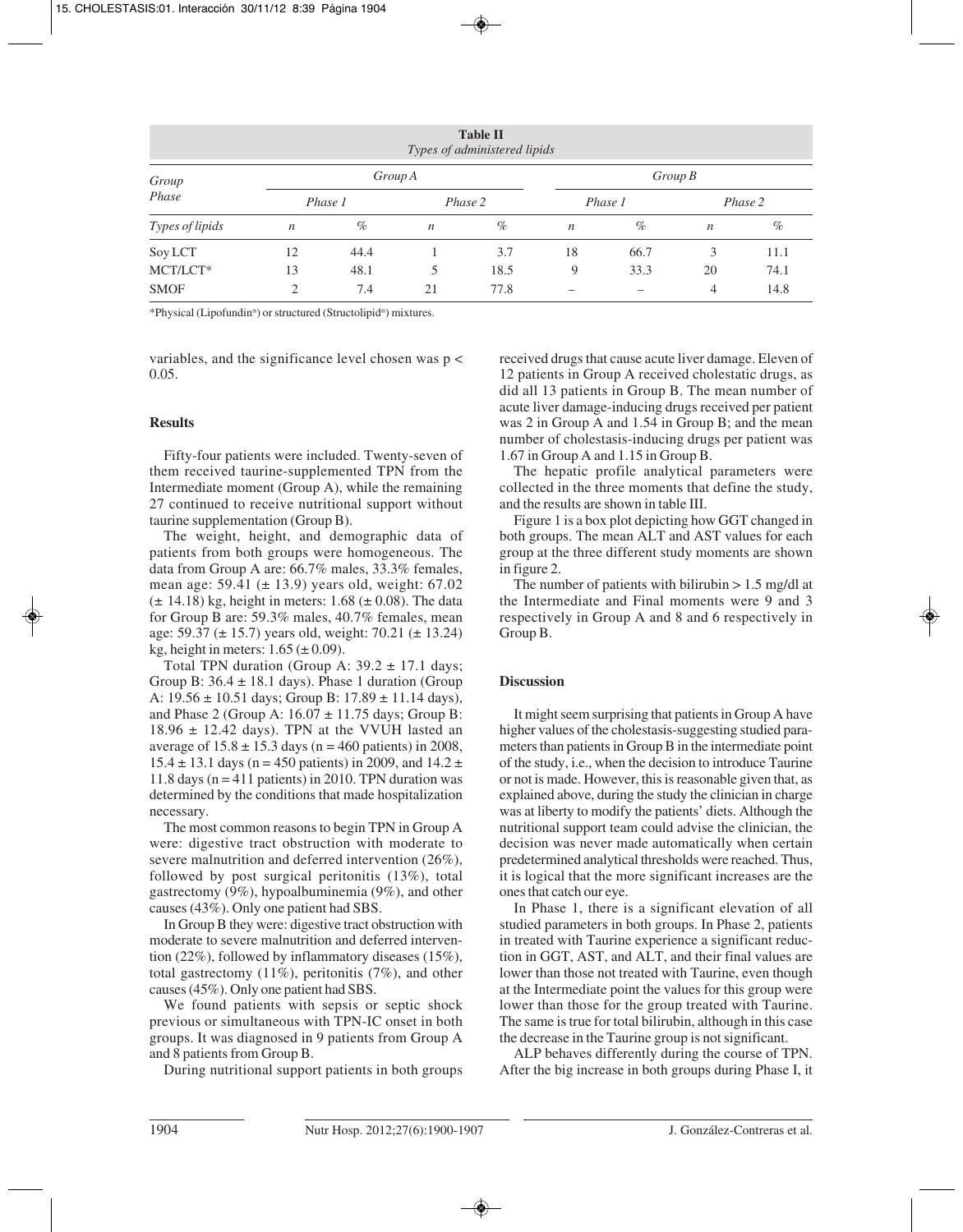**Table II**
*Types of administered lipids*

| *Group* | *Group A* | | | | *Group B* | | | |
|---|---|---|---|---|---|---|---|---|
| *Phase* | *Phase 1* | | *Phase 2* | | *Phase 1* | | *Phase 2* | |
| *Types of lipids* | *n* | *%* | *n* | *%* | *n* | *%* | *n* | *%* |
| Soy LCT | 12 | 44.4 | 1 | 3.7 | 18 | 66.7 | 3 | 11.1 |
| MCT/LCT* | 13 | 48.1 | 5 | 18.5 | 9 | 33.3 | 20 | 74.1 |
| SMOF | 2 | 7.4 | 21 | 77.8 | – | – | 4 | 14.8 |

*Physical (Lipofundin®) or structured (Structolipid®) mixtures.

variables, and the significance level chosen was $p < 0.05$.

## Results

Fifty-four patients were included. Twenty-seven of them received taurine-supplemented TPN from the Intermediate moment (Group A), while the remaining 27 continued to receive nutritional support without taurine supplementation (Group B).

The weight, height, and demographic data of patients from both groups were homogeneous. The data from Group A are: 66.7% males, 33.3% females, mean age: 59.41 (± 13.9) years old, weight: 67.02 (± 14.18) kg, height in meters: 1.68 (± 0.08). The data for Group B are: 59.3% males, 40.7% females, mean age: 59.37 (± 15.7) years old, weight: 70.21 (± 13.24) kg, height in meters: 1.65 (± 0.09).

Total TPN duration (Group A: 39.2 ± 17.1 days; Group B: 36.4 ± 18.1 days). Phase 1 duration (Group A: 19.56 ± 10.51 days; Group B: 17.89 ± 11.14 days), and Phase 2 (Group A: 16.07 ± 11.75 days; Group B: 18.96 ± 12.42 days). TPN at the VVUH lasted an average of 15.8 ± 15.3 days (n = 460 patients) in 2008, 15.4 ± 13.1 days (n = 450 patients) in 2009, and 14.2 ± 11.8 days (n = 411 patients) in 2010. TPN duration was determined by the conditions that made hospitalization necessary.

The most common reasons to begin TPN in Group A were: digestive tract obstruction with moderate to severe malnutrition and deferred intervention (26%), followed by post surgical peritonitis (13%), total gastrectomy (9%), hypoalbuminemia (9%), and other causes (43%). Only one patient had SBS.

In Group B they were: digestive tract obstruction with moderate to severe malnutrition and deferred intervention (22%), followed by inflammatory diseases (15%), total gastrectomy (11%), peritonitis (7%), and other causes (45%). Only one patient had SBS.

We found patients with sepsis or septic shock previous or simultaneous with TPN-IC onset in both groups. It was diagnosed in 9 patients from Group A and 8 patients from Group B.

During nutritional support patients in both groups received drugs that cause acute liver damage. Eleven of 12 patients in Group A received cholestatic drugs, as did all 13 patients in Group B. The mean number of acute liver damage-inducing drugs received per patient was 2 in Group A and 1.54 in Group B; and the mean number of cholestasis-inducing drugs per patient was 1.67 in Group A and 1.15 in Group B.

The hepatic profile analytical parameters were collected in the three moments that define the study, and the results are shown in table III.

Figure 1 is a box plot depicting how GGT changed in both groups. The mean ALT and AST values for each group at the three different study moments are shown in figure 2.

The number of patients with bilirubin > 1.5 mg/dl at the Intermediate and Final moments were 9 and 3 respectively in Group A and 8 and 6 respectively in Group B.

## Discussion

It might seem surprising that patients in Group A have higher values of the cholestasis-suggesting studied parameters than patients in Group B in the intermediate point of the study, i.e., when the decision to introduce Taurine or not is made. However, this is reasonable given that, as explained above, during the study the clinician in charge was at liberty to modify the patients' diets. Although the nutritional support team could advise the clinician, the decision was never made automatically when certain predetermined analytical thresholds were reached. Thus, it is logical that the more significant increases are the ones that catch our eye.

In Phase 1, there is a significant elevation of all studied parameters in both groups. In Phase 2, patients in treated with Taurine experience a significant reduction in GGT, AST, and ALT, and their final values are lower than those not treated with Taurine, even though at the Intermediate point the values for this group were lower than those for the group treated with Taurine. The same is true for total bilirubin, although in this case the decrease in the Taurine group is not significant.

ALP behaves differently during the course of TPN. After the big increase in both groups during Phase I, it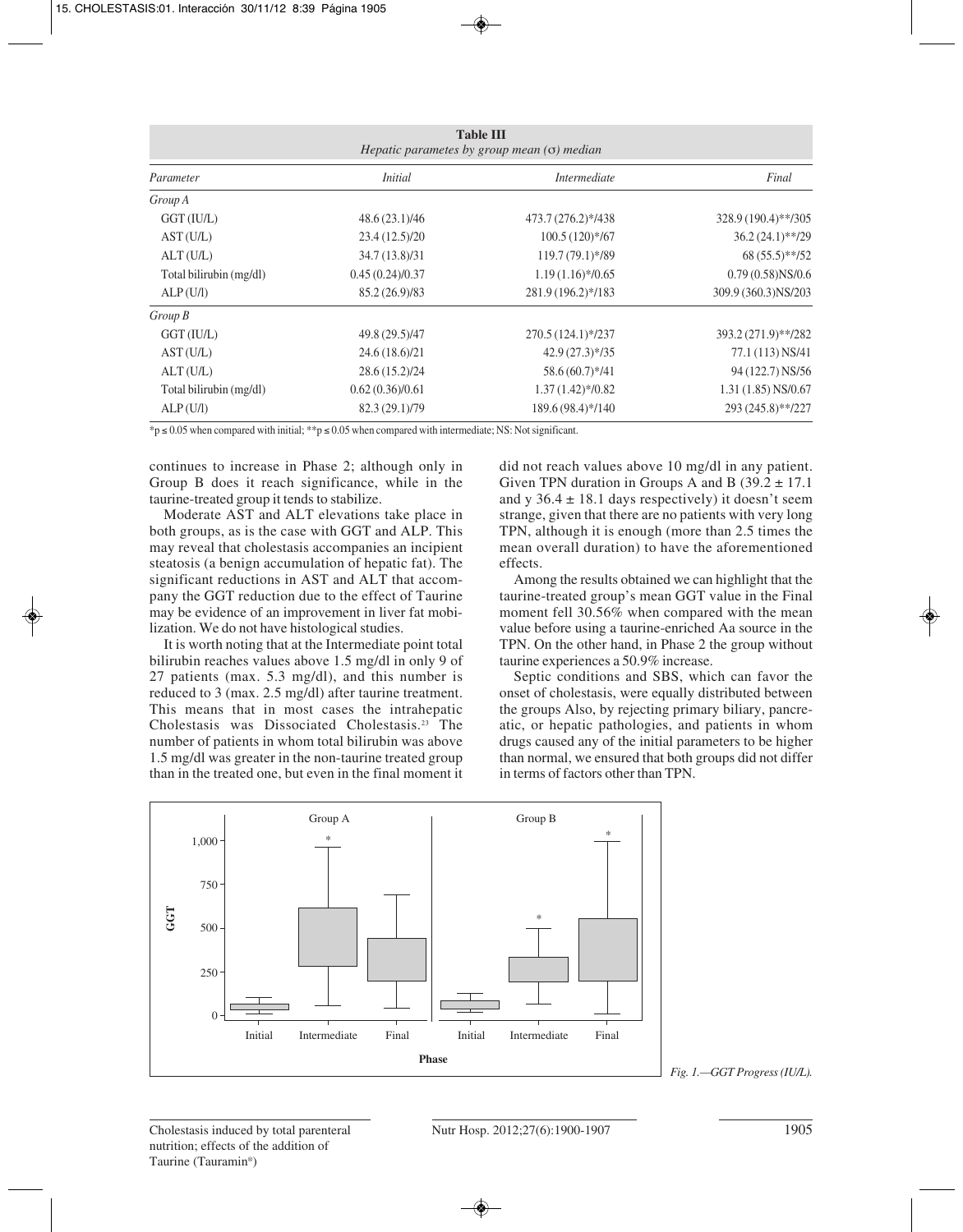| Table III<br>*Hepatic parametes by group mean (σ) median* | | | |
|---|---|---|---|
| *Parameter* | *Initial* | *Intermediate* | *Final* |
| *Group A* | | | |
| GGT (IU/L) | 48.6 (23.1)/46 | 473.7 (276.2)*/438 | 328.9 (190.4)**/305 |
| AST (U/L) | 23.4 (12.5)/20 | 100.5 (120)*/67 | 36.2 (24.1)**/29 |
| ALT (U/L) | 34.7 (13.8)/31 | 119.7 (79.1)*/89 | 68 (55.5)**/52 |
| Total bilirubin (mg/dl) | 0.45 (0.24)/0.37 | 1.19 (1.16)*/0.65 | 0.79 (0.58)NS/0.6 |
| ALP (U/l) | 85.2 (26.9)/83 | 281.9 (196.2)*/183 | 309.9 (360.3)NS/203 |
| *Group B* | | | |
| GGT (IU/L) | 49.8 (29.5)/47 | 270.5 (124.1)*/237 | 393.2 (271.9)**/282 |
| AST (U/L) | 24.6 (18.6)/21 | 42.9 (27.3)*/35 | 77.1 (113) NS/41 |
| ALT (U/L) | 28.6 (15.2)/24 | 58.6 (60.7)*/41 | 94 (122.7) NS/56 |
| Total bilirubin (mg/dl) | 0.62 (0.36)/0.61 | 1.37 (1.42)*/0.82 | 1.31 (1.85) NS/0.67 |
| ALP (U/l) | 82.3 (29.1)/79 | 189.6 (98.4)*/140 | 293 (245.8)**/227 |

*p ≤ 0.05 when compared with initial; **p ≤ 0.05 when compared with intermediate; NS: Not significant.

continues to increase in Phase 2; although only in Group B does it reach significance, while in the taurine-treated group it tends to stabilize.

Moderate AST and ALT elevations take place in both groups, as is the case with GGT and ALP. This may reveal that cholestasis accompanies an incipient steatosis (a benign accumulation of hepatic fat). The significant reductions in AST and ALT that accompany the GGT reduction due to the effect of Taurine may be evidence of an improvement in liver fat mobilization. We do not have histological studies.

It is worth noting that at the Intermediate point total bilirubin reaches values above 1.5 mg/dl in only 9 of 27 patients (max. 5.3 mg/dl), and this number is reduced to 3 (max. 2.5 mg/dl) after taurine treatment. This means that in most cases the intrahepatic Cholestasis was Dissociated Cholestasis.[23] The number of patients in whom total bilirubin was above 1.5 mg/dl was greater in the non-taurine treated group than in the treated one, but even in the final moment it did not reach values above 10 mg/dl in any patient. Given TPN duration in Groups A and B (39.2 ± 17.1 and y 36.4 ± 18.1 days respectively) it doesn't seem strange, given that there are no patients with very long TPN, although it is enough (more than 2.5 times the mean overall duration) to have the aforementioned effects.

Among the results obtained we can highlight that the taurine-treated group's mean GGT value in the Final moment fell 30.56% when compared with the mean value before using a taurine-enriched Aa source in the TPN. On the other hand, in Phase 2 the group without taurine experiences a 50.9% increase.

Septic conditions and SBS, which can favor the onset of cholestasis, were equally distributed between the groups Also, by rejecting primary biliary, pancreatic, or hepatic pathologies, and patients in whom drugs caused any of the initial parameters to be higher than normal, we ensured that both groups did not differ in terms of factors other than TPN.

*Fig. 1.—GGT Progress (IU/L).*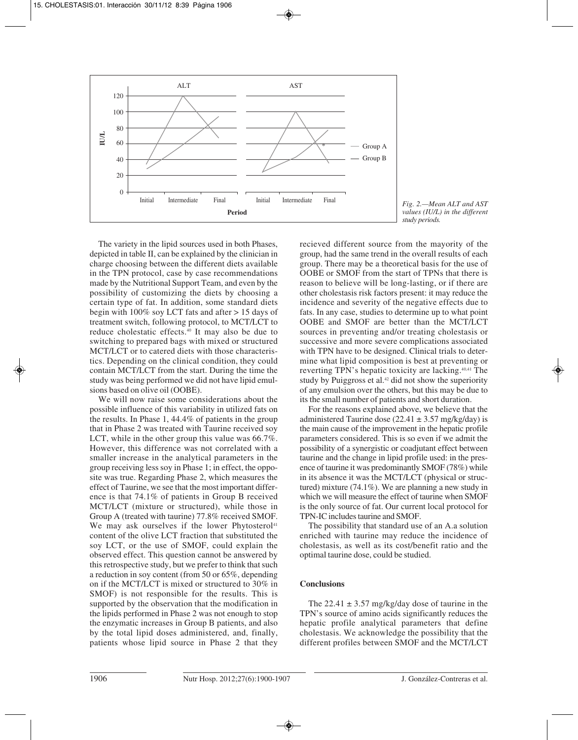*Fig. 2.—Mean ALT and AST values (IU/L) in the different study periods.*

The variety in the lipid sources used in both Phases, depicted in table II, can be explained by the clinician in charge choosing between the different diets available in the TPN protocol, case by case recommendations made by the Nutritional Support Team, and even by the possibility of customizing the diets by choosing a certain type of fat. In addition, some standard diets begin with 100% soy LCT fats and after > 15 days of treatment switch, following protocol, to MCT/LCT to reduce cholestatic effects.[40] It may also be due to switching to prepared bags with mixed or structured MCT/LCT or to catered diets with those characteristics. Depending on the clinical condition, they could contain MCT/LCT from the start. During the time the study was being performed we did not have lipid emulsions based on olive oil (OOBE).

We will now raise some considerations about the possible influence of this variability in utilized fats on the results. In Phase 1, 44.4% of patients in the group that in Phase 2 was treated with Taurine received soy LCT, while in the other group this value was 66.7%. However, this difference was not correlated with a smaller increase in the analytical parameters in the group receiving less soy in Phase 1; in effect, the opposite was true. Regarding Phase 2, which measures the effect of Taurine, we see that the most important difference is that 74.1% of patients in Group B received MCT/LCT (mixture or structured), while those in Group A (treated with taurine) 77.8% received SMOF. We may ask ourselves if the lower Phytosterol[41] content of the olive LCT fraction that substituted the soy LCT, or the use of SMOF, could explain the observed effect. This question cannot be answered by this retrospective study, but we prefer to think that such a reduction in soy content (from 50 or 65%, depending on if the MCT/LCT is mixed or structured to 30% in SMOF) is not responsible for the results. This is supported by the observation that the modification in the lipids performed in Phase 2 was not enough to stop the enzymatic increases in Group B patients, and also by the total lipid doses administered, and, finally, patients whose lipid source in Phase 2 that they recieved different source from the mayority of the group, had the same trend in the overall results of each group. There may be a theoretical basis for the use of OOBE or SMOF from the start of TPNs that there is reason to believe will be long-lasting, or if there are other cholestasis risk factors present: it may reduce the incidence and severity of the negative effects due to fats. In any case, studies to determine up to what point OOBE and SMOF are better than the MCT/LCT sources in preventing and/or treating cholestasis or successive and more severe complications associated with TPN have to be designed. Clinical trials to determine what lipid composition is best at preventing or reverting TPN's hepatic toxicity are lacking.[40,41] The study by Puiggross et al.[42] did not show the superiority of any emulsion over the others, but this may be due to its the small number of patients and short duration.

For the reasons explained above, we believe that the administered Taurine dose (22.41 ± 3.57 mg/kg/day) is the main cause of the improvement in the hepatic profile parameters considered. This is so even if we admit the possibility of a synergistic or coadjutant effect between taurine and the change in lipid profile used: in the presence of taurine it was predominantly SMOF (78%) while in its absence it was the MCT/LCT (physical or structured) mixture (74.1%). We are planning a new study in which we will measure the effect of taurine when SMOF is the only source of fat. Our current local protocol for TPN-IC includes taurine and SMOF.

The possibility that standard use of an A.a solution enriched with taurine may reduce the incidence of cholestasis, as well as its cost/benefit ratio and the optimal taurine dose, could be studied.

## Conclusions

The 22.41 ± 3.57 mg/kg/day dose of taurine in the TPN's source of amino acids significantly reduces the hepatic profile analytical parameters that define cholestasis. We acknowledge the possibility that the different profiles between SMOF and the MCT/LCT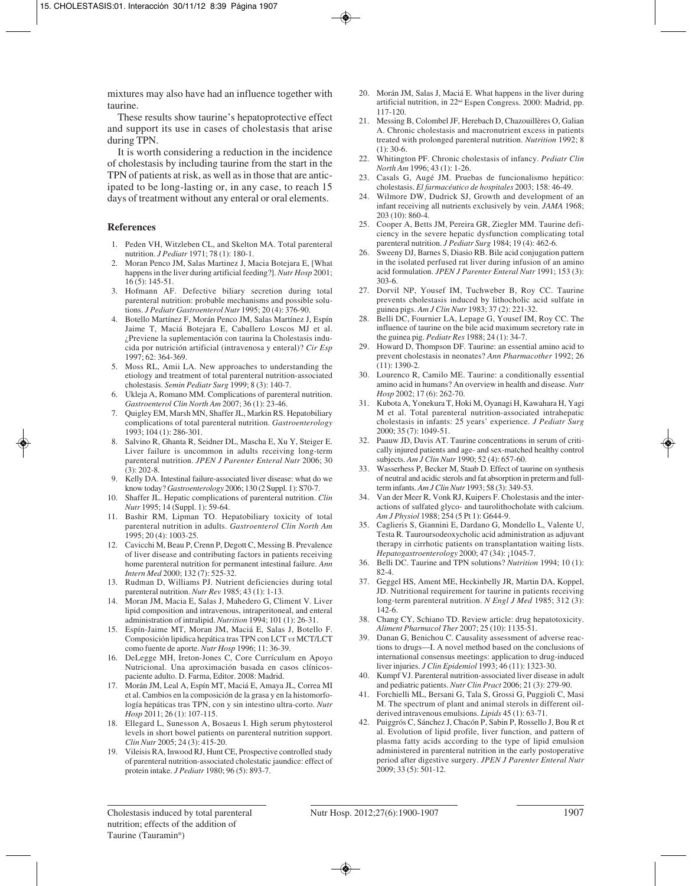mixtures may also have had an influence together with taurine.

These results show taurine's hepatoprotective effect and support its use in cases of cholestasis that arise during TPN.

It is worth considering a reduction in the incidence of cholestasis by including taurine from the start in the TPN of patients at risk, as well as in those that are anticipated to be long-lasting or, in any case, to reach 15 days of treatment without any enteral or oral elements.

## References

1. Peden VH, Witzleben CL, and Skelton MA. Total parenteral nutrition. *J Pediatr* 1971; 78 (1): 180-1.
2. Moran Penco JM, Salas Martinez J, Macia Botejara E, [What happens in the liver during artificial feeding?]. *Nutr Hosp* 2001; 16 (5): 145-51.
3. Hofmann AF. Defective biliary secretion during total parenteral nutrition: probable mechanisms and possible solutions. *J Pediatr Gastroenterol Nutr* 1995; 20 (4): 376-90.
4. Botello Martínez F, Morán Penco JM, Salas Martínez J, Espín Jaime T, Maciá Botejara E, Caballero Loscos MJ et al. ¿Previene la suplementación con taurina la Cholestasis inducida por nutrición artificial (intravenosa y enteral)? *Cir Esp* 1997; 62: 364-369.
5. Moss RL, Amii LA. New approaches to understanding the etiology and treatment of total parenteral nutrition-associated cholestasis. *Semin Pediatr Surg* 1999; 8 (3): 140-7.
6. Ukleja A, Romano MM. Complications of parenteral nutrition. *Gastroenterol Clin North Am* 2007; 36 (1): 23-46.
7. Quigley EM, Marsh MN, Shaffer JL, Markin RS. Hepatobiliary complications of total parenteral nutrition. *Gastroenterology* 1993; 104 (1): 286-301.
8. Salvino R, Ghanta R, Seidner DL, Mascha E, Xu Y, Steiger E. Liver failure is uncommon in adults receiving long-term parenteral nutrition. *JPEN J Parenter Enteral Nutr* 2006; 30 (3): 202-8.
9. Kelly DA. Intestinal failure-associated liver disease: what do we know today? *Gastroenterology* 2006; 130 (2 Suppl. 1): S70-7.
10. Shaffer JL. Hepatic complications of parenteral nutrition. *Clin Nutr* 1995; 14 (Suppl. 1): 59-64.
11. Bashir RM, Lipman TO. Hepatobiliary toxicity of total parenteral nutrition in adults. *Gastroenterol Clin North Am* 1995; 20 (4): 1003-25.
12. Cavicchi M, Beau P, Crenn P, Degott C, Messing B. Prevalence of liver disease and contributing factors in patients receiving home parenteral nutrition for permanent intestinal failure. *Ann Intern Med* 2000; 132 (7): 525-32.
13. Rudman D, Williams PJ. Nutrient deficiencies during total parenteral nutrition. *Nutr Rev* 1985; 43 (1): 1-13.
14. Moran JM, Macia E, Salas J, Mahedero G, Climent V. Liver lipid composition and intravenous, intraperitoneal, and enteral administration of intralipid. *Nutrition* 1994; 101 (1): 26-31.
15. Espín-Jaime MT, Moran JM, Maciá E, Salas J, Botello F. Composición lipídica hepática tras TPN con LCT *vs* MCT/LCT como fuente de aporte. *Nutr Hosp* 1996; 11: 36-39.
16. DeLegge MH, Ireton-Jones C, Core Currículum en Apoyo Nutricional. Una aproximación basada en casos clínicos-paciente adulto. D. Farma, Editor. 2008: Madrid.
17. Morán JM, Leal A, Espín MT, Maciá E, Amaya JL, Correa MI et al. Cambios en la composición de la grasa y en la histomorfología hepáticas tras TPN, con y sin intestino ultra-corto. *Nutr Hosp* 2011; 26 (1): 107-115.
18. Ellegard L, Sunesson A, Bosaeus I. High serum phytosterol levels in short bowel patients on parenteral nutrition support. *Clin Nutr* 2005; 24 (3): 415-20.
19. Vileisis RA, Inwood RJ, Hunt CE, Prospective controlled study of parenteral nutrition-associated cholestatic jaundice: effect of protein intake. *J Pediatr* 1980; 96 (5): 893-7.
20. Morán JM, Salas J, Maciá E. What happens in the liver during artificial nutrition, in 22[nd] Espen Congress. 2000: Madrid, pp. 117-120.
21. Messing B, Colombel JF, Herebach D, Chazouillères O, Galian A. Chronic cholestasis and macronutrient excess in patients treated with prolonged parenteral nutrition. *Nutrition* 1992; 8 (1): 30-6.
22. Whitington PF. Chronic cholestasis of infancy. *Pediatr Clin North Am* 1996; 43 (1): 1-26.
23. Casals G, Augé JM. Pruebas de funcionalismo hepático: cholestasis. *El farmacéutico de hospitales* 2003; 158: 46-49.
24. Wilmore DW, Dudrick SJ, Growth and development of an infant receiving all nutrients exclusively by vein. *JAMA* 1968; 203 (10): 860-4.
25. Cooper A, Betts JM, Pereira GR, Ziegler MM. Taurine deficiency in the severe hepatic dysfunction complicating total parenteral nutrition. *J Pediatr Surg* 1984; 19 (4): 462-6.
26. Sweeny DJ, Barnes S, Diasio RB. Bile acid conjugation pattern in the isolated perfused rat liver during infusion of an amino acid formulation. *JPEN J Parenter Enteral Nutr* 1991; 153 (3): 303-6.
27. Dorvil NP, Yousef IM, Tuchweber B, Roy CC. Taurine prevents cholestasis induced by lithocholic acid sulfate in guinea pigs. *Am J Clin Nutr* 1983; 37 (2): 221-32.
28. Belli DC, Fournier LA, Lepage G, Yousef IM, Roy CC. The influence of taurine on the bile acid maximum secretory rate in the guinea pig. *Pediatr Res* 1988; 24 (1): 34-7.
29. Howard D, Thompson DF. Taurine: an essential amino acid to prevent cholestasis in neonates? *Ann Pharmacother* 1992; 26 (11): 1390-2.
30. Lourenco R, Camilo ME. Taurine: a conditionally essential amino acid in humans? An overview in health and disease. *Nutr Hosp* 2002; 17 (6): 262-70.
31. Kubota A, Yonekura T, Hoki M, Oyanagi H, Kawahara H, Yagi M et al. Total parenteral nutrition-associated intrahepatic cholestasis in infants: 25 years' experience. *J Pediatr Surg* 2000; 35 (7): 1049-51.
32. Paauw JD, Davis AT. Taurine concentrations in serum of critically injured patients and age- and sex-matched healthy control subjects. *Am J Clin Nutr* 1990; 52 (4): 657-60.
33. Wasserhess P, Becker M, Staab D. Effect of taurine on synthesis of neutral and acidic sterols and fat absorption in preterm and full-term infants. *Am J Clin Nutr* 1993; 58 (3): 349-53.
34. Van der Meer R, Vonk RJ, Kuipers F. Cholestasis and the interactions of sulfated glyco- and taurolithocholate with calcium. *Am J Physiol* 1988; 254 (5 Pt 1): G644-9.
35. Caglieris S, Giannini E, Dardano G, Mondello L, Valente U, Testa R. Tauroursodeoxycholic acid administration as adjuvant therapy in cirrhotic patients on transplantation waiting lists. *Hepatogastroenterology* 2000; 47 (34): ¡1045-7.
36. Belli DC. Taurine and TPN solutions? *Nutrition* 1994; 10 (1): 82-4.
37. Geggel HS, Ament ME, Heckinbelly JR, Martin DA, Koppel, JD. Nutritional requirement for taurine in patients receiving long-term parenteral nutrition. *N Engl J Med* 1985; 312 (3): 142-6.
38. Chang CY, Schiano TD. Review article: drug hepatotoxicity. *Aliment Pharmacol Ther* 2007; 25 (10): 1135-51.
39. Danan G, Benichou C. Causality assessment of adverse reactions to drugs—I. A novel method based on the conclusions of international consensus meetings: application to drug-induced liver injuries. *J Clin Epidemiol* 1993; 46 (11): 1323-30.
40. Kumpf VJ. Parenteral nutrition-associated liver disease in adult and pediatric patients. *Nutr Clin Pract* 2006; 21 (3): 279-90.
41. Forchielli ML, Bersani G, Tala S, Grossi G, Puggioli C, Masi M. The spectrum of plant and animal sterols in different oil-derived intravenous emulsions. *Lipids* 45 (1): 63-71.
42. Puiggrós C, Sánchez J, Chacón P, Sabin P, Rossello J, Bou R et al. Evolution of lipid profile, liver function, and pattern of plasma fatty acids according to the type of lipid emulsion administered in parenteral nutrition in the early postoperative period after digestive surgery. *JPEN J Parenter Enteral Nutr* 2009; 33 (5): 501-12.